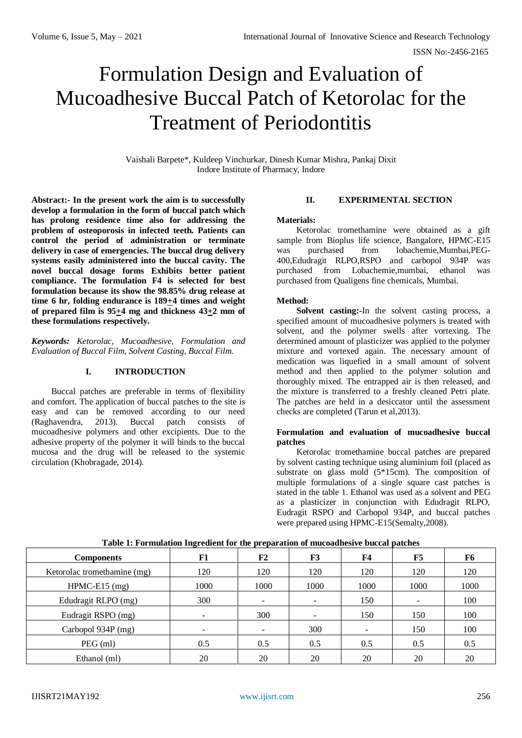# Formulation Design and Evaluation of Mucoadhesive Buccal Patch of Ketorolac for the Treatment of Periodontitis

Vaishali Barpete*, Kuldeep Vinchurkar, Dinesh Kumar Mishra, Pankaj Dixit
Indore Institute of Pharmacy, Indore

**Abstract:- In the present work the aim is to successfully develop a formulation in the form of buccal patch which has prolong residence time also for addressing the problem of osteoporosis in infected teeth. Patients can control the period of administration or terminate delivery in case of emergencies. The buccal drug delivery systems easily administered into the buccal cavity. The novel buccal dosage forms Exhibits better patient compliance. The formulation F4 is selected for best formulation because its show the 98.85% drug release at time 6 hr, folding endurance is 189±4 times and weight of prepared film is 95±4 mg and thickness 43±2 mm of these formulations respectively.**

***Keywords:*** *Ketorolac, Mucoadhesive, Formulation and Evaluation of Buccal Film, Solvent Casting, Buccal Film.*

## I. INTRODUCTION

Buccal patches are preferable in terms of flexibility and comfort. The application of buccal patches to the site is easy and can be removed according to our need (Raghavendra, 2013). Buccal patch consists of mucoadhesive polymers and other excipients. Due to the adhesive property of the polymer it will binds to the buccal mucosa and the drug will be released to the systemic circulation (Khobragade, 2014).

## II. EXPERIMENTAL SECTION

**Materials:**

Ketorolac tromethamine were obtained as a gift sample from Bioplus life science, Bangalore, HPMC-E15 was purchased from lobachemie,Mumbai,PEG-400,Edudragit RLPO,RSPO and carbopol 934P was purchased from Lobachemie,mumbai, ethanol was purchased from Qualigens fine chemicals, Mumbai.

**Method:**

**Solvent casting:-**In the solvent casting process, a specified amount of mucoadhesive polymers is treated with solvent, and the polymer swells after vortexing. The determined amount of plasticizer was applied to the polymer mixture and vortexed again. The necessary amount of medication was liquefied in a small amount of solvent method and then applied to the polymer solution and thoroughly mixed. The entrapped air is then released, and the mixture is transferred to a freshly cleaned Petri plate. The patches are held in a desiccator until the assessment checks are completed (Tarun et al,2013).

**Formulation and evaluation of mucoadhesive buccal patches**

Ketorolac tromethamine buccal patches are prepared by solvent casting technique using aluminium foil (placed as substrate on glass mold (5*15cm). The composition of multiple formulations of a single square cast patches is stated in the table 1. Ethanol was used as a solvent and PEG as a plasticizer in conjunction with Edudragit RLPO, Eudragit RSPO and Carbopol 934P, and buccal patches were prepared using HPMC-E15(Semalty,2008).

**Table 1: Formulation Ingredient for the preparation of mucoadhesive buccal patches**

| Components | F1 | F2 | F3 | F4 | F5 | F6 |
|---|---|---|---|---|---|---|
| Ketorolac tromethamine (mg) | 120 | 120 | 120 | 120 | 120 | 120 |
| HPMC-E15 (mg) | 1000 | 1000 | 1000 | 1000 | 1000 | 1000 |
| Edudragit RLPO (mg) | 300 | - | - | 150 | - | 100 |
| Eudragit RSPO (mg) | - | 300 | - | 150 | 150 | 100 |
| Carbopol 934P (mg) | - | - | 300 | - | 150 | 100 |
| PEG (ml) | 0.5 | 0.5 | 0.5 | 0.5 | 0.5 | 0.5 |
| Ethanol (ml) | 20 | 20 | 20 | 20 | 20 | 20 |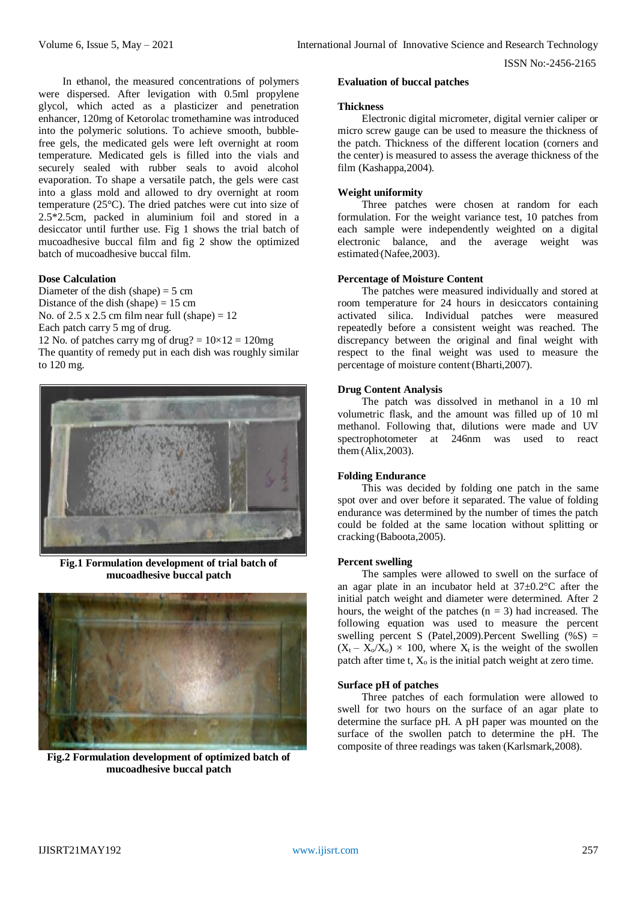In ethanol, the measured concentrations of polymers were dispersed. After levigation with 0.5ml propylene glycol, which acted as a plasticizer and penetration enhancer, 120mg of Ketorolac tromethamine was introduced into the polymeric solutions. To achieve smooth, bubble-free gels, the medicated gels were left overnight at room temperature. Medicated gels is filled into the vials and securely sealed with rubber seals to avoid alcohol evaporation. To shape a versatile patch, the gels were cast into a glass mold and allowed to dry overnight at room temperature (25°C). The dried patches were cut into size of 2.5*2.5cm, packed in aluminium foil and stored in a desiccator until further use. Fig 1 shows the trial batch of mucoadhesive buccal film and fig 2 show the optimized batch of mucoadhesive buccal film.

**Dose Calculation**

Diameter of the dish (shape) = 5 cm
Distance of the dish (shape) = 15 cm
No. of 2.5 x 2.5 cm film near full (shape) = 12
Each patch carry 5 mg of drug.
12 No. of patches carry mg of drug? = 10×12 = 120mg
The quantity of remedy put in each dish was roughly similar to 120 mg.

**Fig.1 Formulation development of trial batch of mucoadhesive buccal patch**

**Fig.2 Formulation development of optimized batch of mucoadhesive buccal patch**

**Evaluation of buccal patches**

**Thickness**

Electronic digital micrometer, digital vernier caliper or micro screw gauge can be used to measure the thickness of the patch. Thickness of the different location (corners and the center) is measured to assess the average thickness of the film (Kashappa,2004).

**Weight uniformity**

Three patches were chosen at random for each formulation. For the weight variance test, 10 patches from each sample were independently weighted on a digital electronic balance, and the average weight was estimated (Nafee,2003).

**Percentage of Moisture Content**

The patches were measured individually and stored at room temperature for 24 hours in desiccators containing activated silica. Individual patches were measured repeatedly before a consistent weight was reached. The discrepancy between the original and final weight with respect to the final weight was used to measure the percentage of moisture content (Bharti,2007).

**Drug Content Analysis**

The patch was dissolved in methanol in a 10 ml volumetric flask, and the amount was filled up of 10 ml methanol. Following that, dilutions were made and UV spectrophotometer at 246nm was used to react them (Alix,2003).

**Folding Endurance**

This was decided by folding one patch in the same spot over and over before it separated. The value of folding endurance was determined by the number of times the patch could be folded at the same location without splitting or cracking (Baboota,2005).

**Percent swelling**

The samples were allowed to swell on the surface of an agar plate in an incubator held at 37±0.2°C after the initial patch weight and diameter were determined. After 2 hours, the weight of the patches (n = 3) had increased. The following equation was used to measure the percent swelling percent S (Patel,2009).Percent Swelling (%S) = $(X_t - X_o/X_o) \times 100$, where $X_t$ is the weight of the swollen patch after time t, $X_o$ is the initial patch weight at zero time.

**Surface pH of patches**

Three patches of each formulation were allowed to swell for two hours on the surface of an agar plate to determine the surface pH. A pH paper was mounted on the surface of the swollen patch to determine the pH. The composite of three readings was taken (Karlsmark,2008).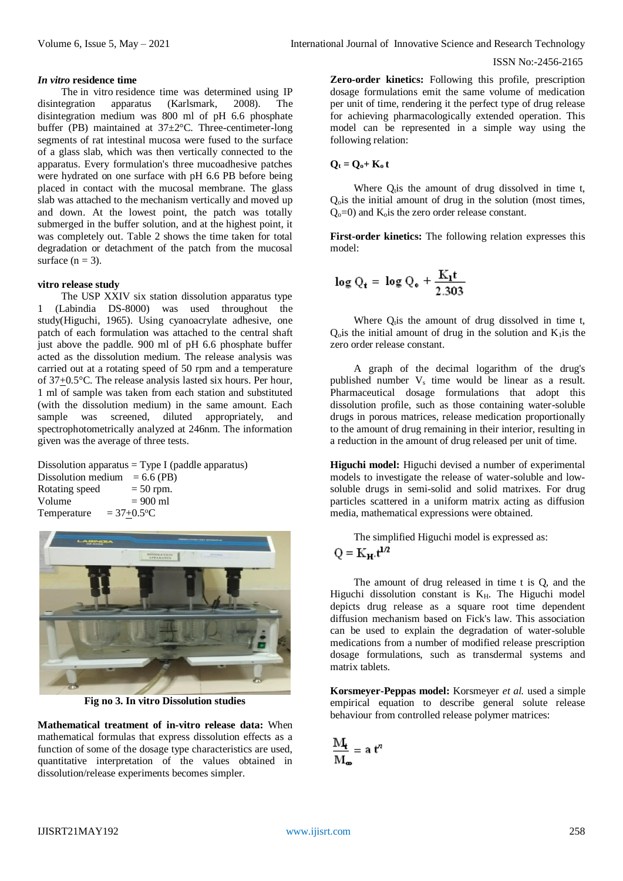***In vitro* residence time**

The in vitro residence time was determined using IP disintegration apparatus (Karlsmark, 2008). The disintegration medium was 800 ml of pH 6.6 phosphate buffer (PB) maintained at 37±2°C. Three-centimeter-long segments of rat intestinal mucosa were fused to the surface of a glass slab, which was then vertically connected to the apparatus. Every formulation's three mucoadhesive patches were hydrated on one surface with pH 6.6 PB before being placed in contact with the mucosal membrane. The glass slab was attached to the mechanism vertically and moved up and down. At the lowest point, the patch was totally submerged in the buffer solution, and at the highest point, it was completely out. Table 2 shows the time taken for total degradation or detachment of the patch from the mucosal surface (n = 3).

**vitro release study**

The USP XXIV six station dissolution apparatus type 1 (Labindia DS-8000) was used throughout the study(Higuchi, 1965). Using cyanoacrylate adhesive, one patch of each formulation was attached to the central shaft just above the paddle. 900 ml of pH 6.6 phosphate buffer acted as the dissolution medium. The release analysis was carried out at a rotating speed of 50 rpm and a temperature of 37+0.5°C. The release analysis lasted six hours. Per hour, 1 ml of sample was taken from each station and substituted (with the dissolution medium) in the same amount. Each sample was screened, diluted appropriately, and spectrophotometrically analyzed at 246nm. The information given was the average of three tests.

Dissolution apparatus = Type I (paddle apparatus)
Dissolution medium = 6.6 (PB)
Rotating speed = 50 rpm.
Volume = 900 ml
Temperature = 37+0.5°C

**Fig no 3. In vitro Dissolution studies**

**Mathematical treatment of in-vitro release data:** When mathematical formulas that express dissolution effects as a function of some of the dosage type characteristics are used, quantitative interpretation of the values obtained in dissolution/release experiments becomes simpler.

**Zero-order kinetics:** Following this profile, prescription dosage formulations emit the same volume of medication per unit of time, rendering it the perfect type of drug release for achieving pharmacologically extended operation. This model can be represented in a simple way using the following relation:

$$Q_t = Q_o + K_o\, t$$

Where $Q_t$ is the amount of drug dissolved in time t, $Q_o$ is the initial amount of drug in the solution (most times, $Q_o$=0) and $K_o$ is the zero order release constant.

**First-order kinetics:** The following relation expresses this model:

$$\log Q_t = \log Q_o + \frac{K_1 t}{2.303}$$

Where $Q_t$ is the amount of drug dissolved in time t, $Q_o$ is the initial amount of drug in the solution and $K_1$ is the zero order release constant.

A graph of the decimal logarithm of the drug's published number $V_s$ time would be linear as a result. Pharmaceutical dosage formulations that adopt this dissolution profile, such as those containing water-soluble drugs in porous matrices, release medication proportionally to the amount of drug remaining in their interior, resulting in a reduction in the amount of drug released per unit of time.

**Higuchi model:** Higuchi devised a number of experimental models to investigate the release of water-soluble and low-soluble drugs in semi-solid and solid matrices. For drug particles scattered in a uniform matrix acting as diffusion media, mathematical expressions were obtained.

The simplified Higuchi model is expressed as:

$$Q = K_H . t^{1/2}$$

The amount of drug released in time t is Q, and the Higuchi dissolution constant is $K_H$. The Higuchi model depicts drug release as a square root time dependent diffusion mechanism based on Fick's law. This association can be used to explain the degradation of water-soluble medications from a number of modified release prescription dosage formulations, such as transdermal systems and matrix tablets.

**Korsmeyer-Peppas model:** Korsmeyer *et al.* used a simple empirical equation to describe general solute release behaviour from controlled release polymer matrices:

$$\frac{M_t}{M_\infty} = a\, t^n$$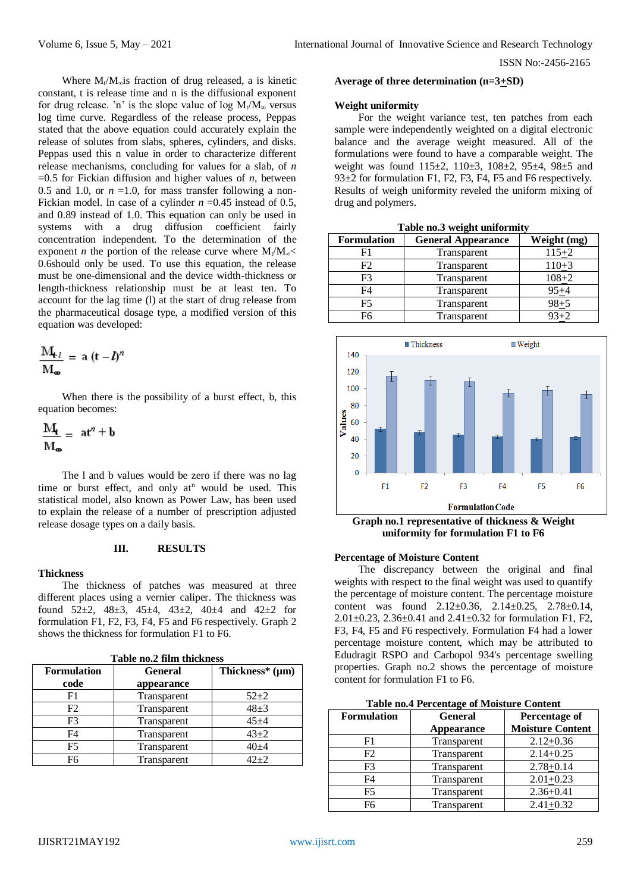Where $M_t/M_\infty$ is fraction of drug released, a is kinetic constant, t is release time and n is the diffusional exponent for drug release. 'n' is the slope value of log $M_t/M_\infty$ versus log time curve. Regardless of the release process, Peppas stated that the above equation could accurately explain the release of solutes from slabs, spheres, cylinders, and disks. Peppas used this n value in order to characterize different release mechanisms, concluding for values for a slab, of *n* =0.5 for Fickian diffusion and higher values of *n*, between 0.5 and 1.0, or *n* =1.0, for mass transfer following a non-Fickian model. In case of a cylinder *n* =0.45 instead of 0.5, and 0.89 instead of 1.0. This equation can only be used in systems with a drug diffusion coefficient fairly concentration independent. To the determination of the exponent *n* the portion of the release curve where $M_t/M_\infty < 0.6$should only be used. To use this equation, the release must be one-dimensional and the device width-thickness or length-thickness relationship must be at least ten. To account for the lag time (l) at the start of drug release from the pharmaceutical dosage type, a modified version of this equation was developed:

$$\frac{M_{t-l}}{M_\infty} = a\,(t-l)^n$$

When there is the possibility of a burst effect, b, this equation becomes:

$$\frac{M_t}{M_\infty} = at^n + b$$

The l and b values would be zero if there was no lag time or burst effect, and only $at^n$ would be used. This statistical model, also known as Power Law, has been used to explain the release of a number of prescription adjusted release dosage types on a daily basis.

## III. RESULTS

### Thickness

The thickness of patches was measured at three different places using a vernier caliper. The thickness was found 52±2, 48±3, 45±4, 43±2, 40±4 and 42±2 for formulation F1, F2, F3, F4, F5 and F6 respectively. Graph 2 shows the thickness for formulation F1 to F6.

**Table no.2 film thickness**

| Formulation code | General appearance | Thickness* (μm) |
|---|---|---|
| F1 | Transparent | 52±2 |
| F2 | Transparent | 48±3 |
| F3 | Transparent | 45±4 |
| F4 | Transparent | 43±2 |
| F5 | Transparent | 40±4 |
| F6 | Transparent | 42±2 |

**Average of three determination (n=3±SD)**

### Weight uniformity

For the weight variance test, ten patches from each sample were independently weighted on a digital electronic balance and the average weight measured. All of the formulations were found to have a comparable weight. The weight was found 115±2, 110±3, 108±2, 95±4, 98±5 and 93±2 for formulation F1, F2, F3, F4, F5 and F6 respectively. Results of weigh uniformity reveled the uniform mixing of drug and polymers.

**Table no.3 weight uniformity**

| Formulation | General Appearance | Weight (mg) |
|---|---|---|
| F1 | Transparent | 115±2 |
| F2 | Transparent | 110±3 |
| F3 | Transparent | 108±2 |
| F4 | Transparent | 95±4 |
| F5 | Transparent | 98±5 |
| F6 | Transparent | 93±2 |

**Graph no.1 representative of thickness & Weight uniformity for formulation F1 to F6**

### Percentage of Moisture Content

The discrepancy between the original and final weights with respect to the final weight was used to quantify the percentage of moisture content. The percentage moisture content was found 2.12±0.36, 2.14±0.25, 2.78±0.14, 2.01±0.23, 2.36±0.41 and 2.41±0.32 for formulation F1, F2, F3, F4, F5 and F6 respectively. Formulation F4 had a lower percentage moisture content, which may be attributed to Edudragit RSPO and Carbopol 934's percentage swelling properties. Graph no.2 shows the percentage of moisture content for formulation F1 to F6.

**Table no.4 Percentage of Moisture Content**

| Formulation | General Appearance | Percentage of Moisture Content |
|---|---|---|
| F1 | Transparent | 2.12±0.36 |
| F2 | Transparent | 2.14±0.25 |
| F3 | Transparent | 2.78±0.14 |
| F4 | Transparent | 2.01±0.23 |
| F5 | Transparent | 2.36±0.41 |
| F6 | Transparent | 2.41±0.32 |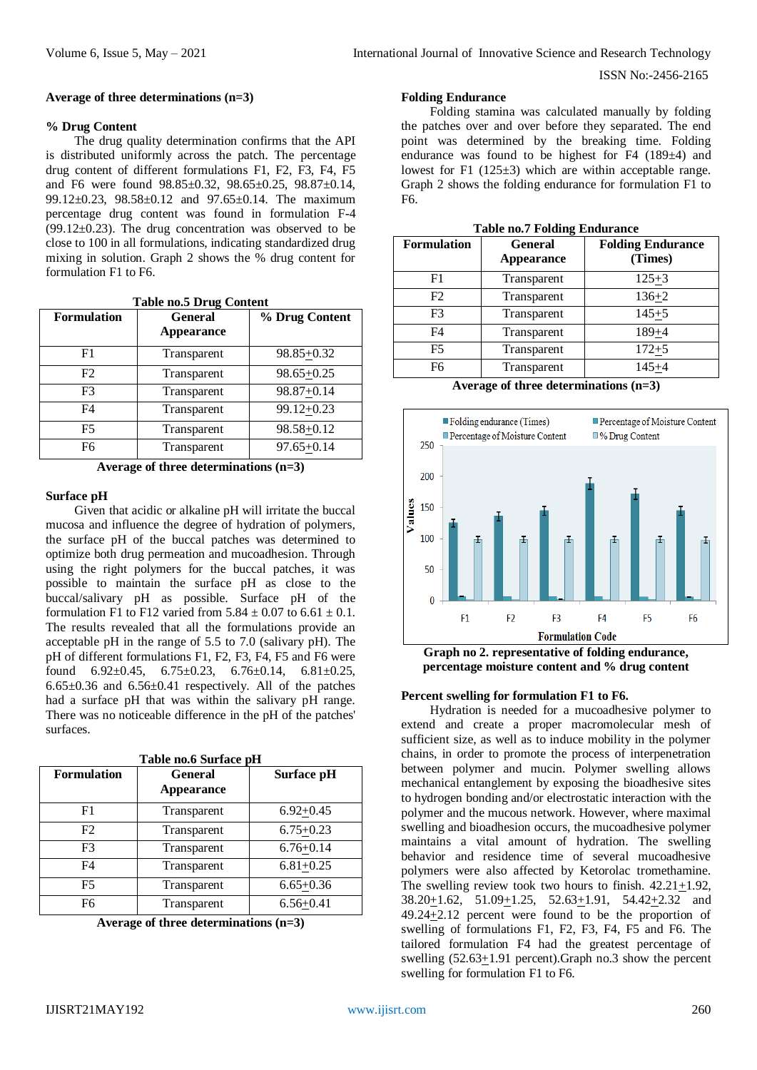**Average of three determinations (n=3)**

### % Drug Content

The drug quality determination confirms that the API is distributed uniformly across the patch. The percentage drug content of different formulations F1, F2, F3, F4, F5 and F6 were found 98.85±0.32, 98.65±0.25, 98.87±0.14, 99.12±0.23, 98.58±0.12 and 97.65±0.14. The maximum percentage drug content was found in formulation F-4 (99.12±0.23). The drug concentration was observed to be close to 100 in all formulations, indicating standardized drug mixing in solution. Graph 2 shows the % drug content for formulation F1 to F6.

**Table no.5 Drug Content**

| Formulation | General Appearance | % Drug Content |
|---|---|---|
| F1 | Transparent | 98.85±0.32 |
| F2 | Transparent | 98.65±0.25 |
| F3 | Transparent | 98.87±0.14 |
| F4 | Transparent | 99.12±0.23 |
| F5 | Transparent | 98.58±0.12 |
| F6 | Transparent | 97.65±0.14 |

**Average of three determinations (n=3)**

### Surface pH

Given that acidic or alkaline pH will irritate the buccal mucosa and influence the degree of hydration of polymers, the surface pH of the buccal patches was determined to optimize both drug permeation and mucoadhesion. Through using the right polymers for the buccal patches, it was possible to maintain the surface pH as close to the buccal/salivary pH as possible. Surface pH of the formulation F1 to F12 varied from 5.84 ± 0.07 to 6.61 ± 0.1. The results revealed that all the formulations provide an acceptable pH in the range of 5.5 to 7.0 (salivary pH). The pH of different formulations F1, F2, F3, F4, F5 and F6 were found 6.92±0.45, 6.75±0.23, 6.76±0.14, 6.81±0.25, 6.65±0.36 and 6.56±0.41 respectively. All of the patches had a surface pH that was within the salivary pH range. There was no noticeable difference in the pH of the patches' surfaces.

**Table no.6 Surface pH**

| Formulation | General Appearance | Surface pH |
|---|---|---|
| F1 | Transparent | 6.92±0.45 |
| F2 | Transparent | 6.75±0.23 |
| F3 | Transparent | 6.76±0.14 |
| F4 | Transparent | 6.81±0.25 |
| F5 | Transparent | 6.65±0.36 |
| F6 | Transparent | 6.56±0.41 |

**Average of three determinations (n=3)**

### Folding Endurance

Folding stamina was calculated manually by folding the patches over and over before they separated. The end point was determined by the breaking time. Folding endurance was found to be highest for F4 (189±4) and lowest for F1 (125±3) which are within acceptable range. Graph 2 shows the folding endurance for formulation F1 to F6.

**Table no.7 Folding Endurance**

| Formulation | General Appearance | Folding Endurance (Times) |
|---|---|---|
| F1 | Transparent | 125±3 |
| F2 | Transparent | 136±2 |
| F3 | Transparent | 145±5 |
| F4 | Transparent | 189±4 |
| F5 | Transparent | 172±5 |
| F6 | Transparent | 145±4 |

**Average of three determinations (n=3)**

**Graph no 2. representative of folding endurance, percentage moisture content and % drug content**

### Percent swelling for formulation F1 to F6.

Hydration is needed for a mucoadhesive polymer to extend and create a proper macromolecular mesh of sufficient size, as well as to induce mobility in the polymer chains, in order to promote the process of interpenetration between polymer and mucin. Polymer swelling allows mechanical entanglement by exposing the bioadhesive sites to hydrogen bonding and/or electrostatic interaction with the polymer and the mucous network. However, where maximal swelling and bioadhesion occurs, the mucoadhesive polymer maintains a vital amount of hydration. The swelling behavior and residence time of several mucoadhesive polymers were also affected by Ketorolac tromethamine. The swelling review took two hours to finish. 42.21±1.92, 38.20±1.62, 51.09±1.25, 52.63±1.91, 54.42±2.32 and 49.24±2.12 percent were found to be the proportion of swelling of formulations F1, F2, F3, F4, F5 and F6. The tailored formulation F4 had the greatest percentage of swelling (52.63±1.91 percent).Graph no.3 show the percent swelling for formulation F1 to F6.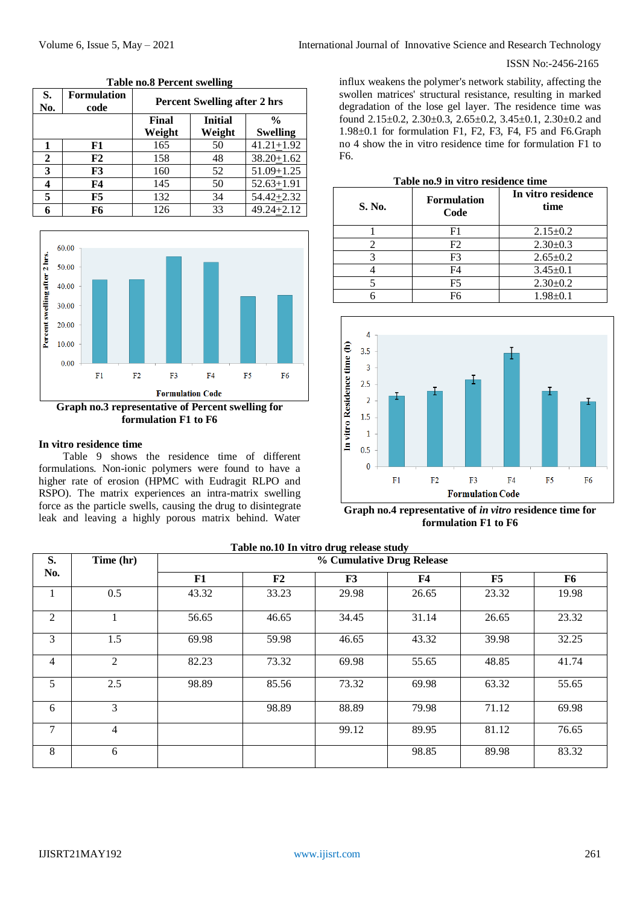**Table no.8 Percent swelling**

| S. No. | Formulation code | Percent Swelling after 2 hrs | | |
|---|---|---|---|---|
| | | Final Weight | Initial Weight | % Swelling |
| 1 | F1 | 165 | 50 | 41.21±1.92 |
| 2 | F2 | 158 | 48 | 38.20±1.62 |
| 3 | F3 | 160 | 52 | 51.09±1.25 |
| 4 | F4 | 145 | 50 | 52.63±1.91 |
| 5 | F5 | 132 | 34 | 54.42±2.32 |
| 6 | F6 | 126 | 33 | 49.24±2.12 |

**Graph no.3 representative of Percent swelling for formulation F1 to F6**

**In vitro residence time**

Table 9 shows the residence time of different formulations. Non-ionic polymers were found to have a higher rate of erosion (HPMC with Eudragit RLPO and RSPO). The matrix experiences an intra-matrix swelling force as the particle swells, causing the drug to disintegrate leak and leaving a highly porous matrix behind. Water influx weakens the polymer's network stability, affecting the swollen matrices' structural resistance, resulting in marked degradation of the lose gel layer. The residence time was found 2.15±0.2, 2.30±0.3, 2.65±0.2, 3.45±0.1, 2.30±0.2 and 1.98±0.1 for formulation F1, F2, F3, F4, F5 and F6.Graph no 4 show the in vitro residence time for formulation F1 to F6.

**Table no.9 in vitro residence time**

| S. No. | Formulation Code | In vitro residence time |
|---|---|---|
| 1 | F1 | 2.15±0.2 |
| 2 | F2 | 2.30±0.3 |
| 3 | F3 | 2.65±0.2 |
| 4 | F4 | 3.45±0.1 |
| 5 | F5 | 2.30±0.2 |
| 6 | F6 | 1.98±0.1 |

**Graph no.4 representative of *in vitro* residence time for formulation F1 to F6**

**Table no.10 In vitro drug release study**

| S. No. | Time (hr) | % Cumulative Drug Release | | | | | |
|---|---|---|---|---|---|---|---|
| | | F1 | F2 | F3 | F4 | F5 | F6 |
| 1 | 0.5 | 43.32 | 33.23 | 29.98 | 26.65 | 23.32 | 19.98 |
| 2 | 1 | 56.65 | 46.65 | 34.45 | 31.14 | 26.65 | 23.32 |
| 3 | 1.5 | 69.98 | 59.98 | 46.65 | 43.32 | 39.98 | 32.25 |
| 4 | 2 | 82.23 | 73.32 | 69.98 | 55.65 | 48.85 | 41.74 |
| 5 | 2.5 | 98.89 | 85.56 | 73.32 | 69.98 | 63.32 | 55.65 |
| 6 | 3 | | 98.89 | 88.89 | 79.98 | 71.12 | 69.98 |
| 7 | 4 | | | 99.12 | 89.95 | 81.12 | 76.65 |
| 8 | 6 | | | | 98.85 | 89.98 | 83.32 |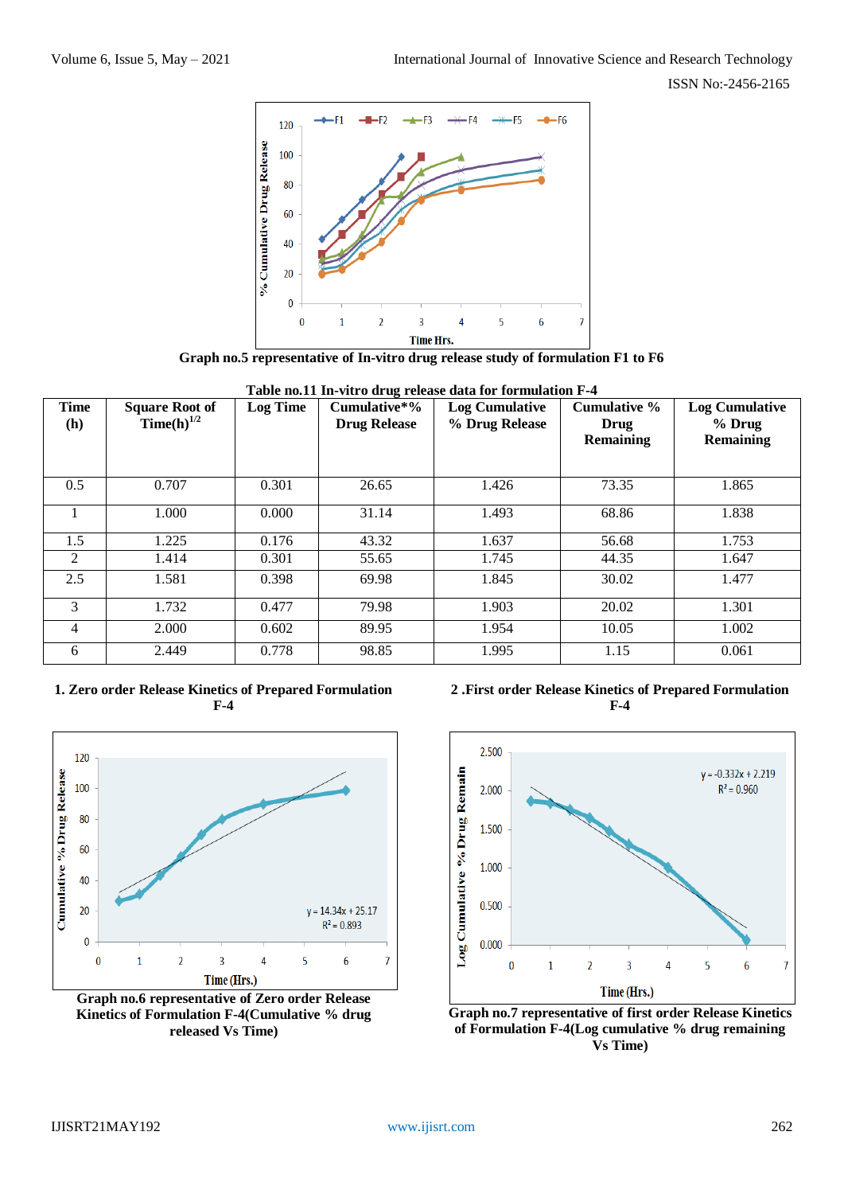**Graph no.5 representative of In-vitro drug release study of formulation F1 to F6**

**Table no.11 In-vitro drug release data for formulation F-4**

| Time (h) | Square Root of Time(h)$^{1/2}$ | Log Time | Cumulative*% Drug Release | Log Cumulative % Drug Release | Cumulative % Drug Remaining | Log Cumulative % Drug Remaining |
|---|---|---|---|---|---|---|
| 0.5 | 0.707 | 0.301 | 26.65 | 1.426 | 73.35 | 1.865 |
| 1 | 1.000 | 0.000 | 31.14 | 1.493 | 68.86 | 1.838 |
| 1.5 | 1.225 | 0.176 | 43.32 | 1.637 | 56.68 | 1.753 |
| 2 | 1.414 | 0.301 | 55.65 | 1.745 | 44.35 | 1.647 |
| 2.5 | 1.581 | 0.398 | 69.98 | 1.845 | 30.02 | 1.477 |
| 3 | 1.732 | 0.477 | 79.98 | 1.903 | 20.02 | 1.301 |
| 4 | 2.000 | 0.602 | 89.95 | 1.954 | 10.05 | 1.002 |
| 6 | 2.449 | 0.778 | 98.85 | 1.995 | 1.15 | 0.061 |

**1. Zero order Release Kinetics of Prepared Formulation F-4**

**Graph no.6 representative of Zero order Release Kinetics of Formulation F-4(Cumulative % drug released Vs Time)**

**2 .First order Release Kinetics of Prepared Formulation F-4**

**Graph no.7 representative of first order Release Kinetics of Formulation F-4(Log cumulative % drug remaining Vs Time)**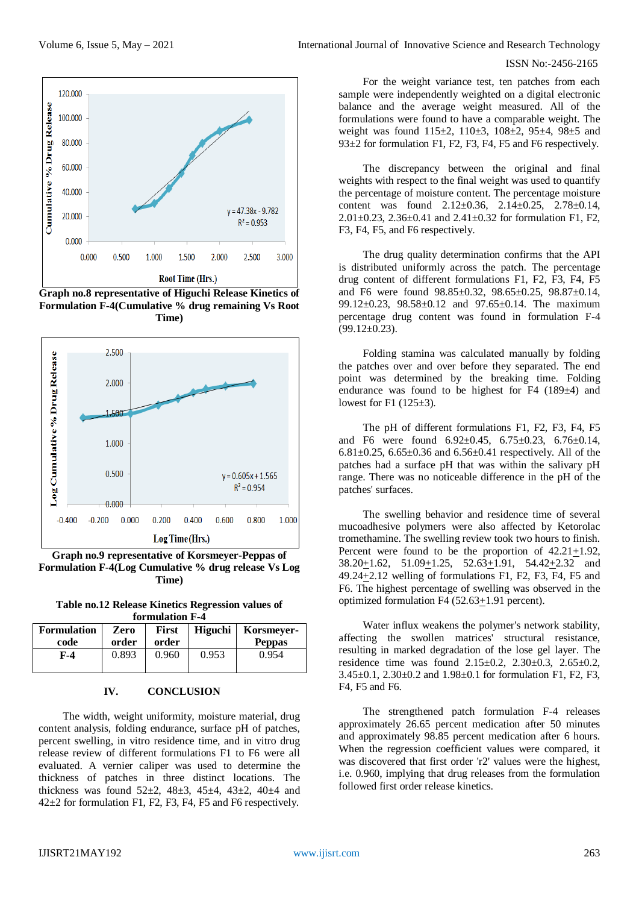Graph no.8 representative of Higuchi Release Kinetics of Formulation F-4(Cumulative % drug remaining Vs Root Time)

Graph no.9 representative of Korsmeyer-Peppas of Formulation F-4(Log Cumulative % drug release Vs Log Time)

**Table no.12 Release Kinetics Regression values of formulation F-4**

| Formulation code | Zero order | First order | Higuchi | Korsmeyer-Peppas |
|---|---|---|---|---|
| **F-4** | 0.893 | 0.960 | 0.953 | 0.954 |

## IV. CONCLUSION

The width, weight uniformity, moisture material, drug content analysis, folding endurance, surface pH of patches, percent swelling, in vitro residence time, and in vitro drug release review of different formulations F1 to F6 were all evaluated. A vernier caliper was used to determine the thickness of patches in three distinct locations. The thickness was found 52±2, 48±3, 45±4, 43±2, 40±4 and 42±2 for formulation F1, F2, F3, F4, F5 and F6 respectively.

For the weight variance test, ten patches from each sample were independently weighted on a digital electronic balance and the average weight measured. All of the formulations were found to have a comparable weight. The weight was found 115±2, 110±3, 108±2, 95±4, 98±5 and 93±2 for formulation F1, F2, F3, F4, F5 and F6 respectively.

The discrepancy between the original and final weights with respect to the final weight was used to quantify the percentage of moisture content. The percentage moisture content was found 2.12±0.36, 2.14±0.25, 2.78±0.14, 2.01±0.23, 2.36±0.41 and 2.41±0.32 for formulation F1, F2, F3, F4, F5, and F6 respectively.

The drug quality determination confirms that the API is distributed uniformly across the patch. The percentage drug content of different formulations F1, F2, F3, F4, F5 and F6 were found 98.85±0.32, 98.65±0.25, 98.87±0.14, 99.12±0.23, 98.58±0.12 and 97.65±0.14. The maximum percentage drug content was found in formulation F-4 (99.12±0.23).

Folding stamina was calculated manually by folding the patches over and over before they separated. The end point was determined by the breaking time. Folding endurance was found to be highest for F4 (189±4) and lowest for F1 (125±3).

The pH of different formulations F1, F2, F3, F4, F5 and F6 were found 6.92±0.45, 6.75±0.23, 6.76±0.14, 6.81±0.25, 6.65±0.36 and 6.56±0.41 respectively. All of the patches had a surface pH that was within the salivary pH range. There was no noticeable difference in the pH of the patches' surfaces.

The swelling behavior and residence time of several mucoadhesive polymers were also affected by Ketorolac tromethamine. The swelling review took two hours to finish. Percent were found to be the proportion of 42.21±1.92, 38.20±1.62, 51.09±1.25, 52.63±1.91, 54.42±2.32 and 49.24±2.12 welling of formulations F1, F2, F3, F4, F5 and F6. The highest percentage of swelling was observed in the optimized formulation F4 (52.63±1.91 percent).

Water influx weakens the polymer's network stability, affecting the swollen matrices' structural resistance, resulting in marked degradation of the lose gel layer. The residence time was found 2.15±0.2, 2.30±0.3, 2.65±0.2, 3.45±0.1, 2.30±0.2 and 1.98±0.1 for formulation F1, F2, F3, F4, F5 and F6.

The strengthened patch formulation F-4 releases approximately 26.65 percent medication after 50 minutes and approximately 98.85 percent medication after 6 hours. When the regression coefficient values were compared, it was discovered that first order 'r2' values were the highest, i.e. 0.960, implying that drug releases from the formulation followed first order release kinetics.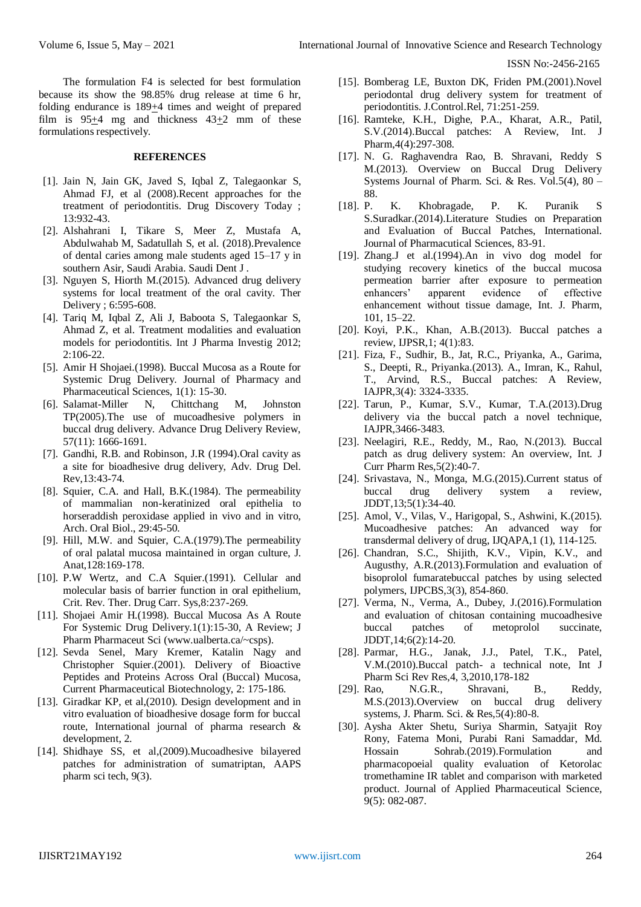The formulation F4 is selected for best formulation because its show the 98.85% drug release at time 6 hr, folding endurance is 189±4 times and weight of prepared film is 95±4 mg and thickness 43±2 mm of these formulations respectively.

## REFERENCES

- [1]. Jain N, Jain GK, Javed S, Iqbal Z, Talegaonkar S, Ahmad FJ, et al (2008).Recent approaches for the treatment of periodontitis. Drug Discovery Today ; 13:932-43.
- [2]. Alshahrani I, Tikare S, Meer Z, Mustafa A, Abdulwahab M, Sadatullah S, et al. (2018).Prevalence of dental caries among male students aged 15–17 y in southern Asir, Saudi Arabia. Saudi Dent J .
- [3]. Nguyen S, Hiorth M.(2015). Advanced drug delivery systems for local treatment of the oral cavity. Ther Delivery ; 6:595-608.
- [4]. Tariq M, Iqbal Z, Ali J, Baboota S, Talegaonkar S, Ahmad Z, et al. Treatment modalities and evaluation models for periodontitis. Int J Pharma Investig 2012; 2:106-22.
- [5]. Amir H Shojaei.(1998). Buccal Mucosa as a Route for Systemic Drug Delivery. Journal of Pharmacy and Pharmaceutical Sciences, 1(1): 15-30.
- [6]. Salamat-Miller N, Chittchang M, Johnston TP(2005).The use of mucoadhesive polymers in buccal drug delivery. Advance Drug Delivery Review, 57(11): 1666-1691.
- [7]. Gandhi, R.B. and Robinson, J.R (1994).Oral cavity as a site for bioadhesive drug delivery, Adv. Drug Del. Rev,13:43-74.
- [8]. Squier, C.A. and Hall, B.K.(1984). The permeability of mammalian non-keratinized oral epithelia to horseraddish peroxidase applied in vivo and in vitro, Arch. Oral Biol., 29:45-50.
- [9]. Hill, M.W. and Squier, C.A.(1979).The permeability of oral palatal mucosa maintained in organ culture, J. Anat,128:169-178.
- [10]. P.W Wertz, and C.A Squier.(1991). Cellular and molecular basis of barrier function in oral epithelium, Crit. Rev. Ther. Drug Carr. Sys,8:237-269.
- [11]. Shojaei Amir H.(1998). Buccal Mucosa As A Route For Systemic Drug Delivery.1(1):15-30, A Review; J Pharm Pharmaceut Sci (www.ualberta.ca/~csps).
- [12]. Sevda Senel, Mary Kremer, Katalin Nagy and Christopher Squier.(2001). Delivery of Bioactive Peptides and Proteins Across Oral (Buccal) Mucosa, Current Pharmaceutical Biotechnology, 2: 175-186.
- [13]. Giradkar KP, et al,(2010). Design development and in vitro evaluation of bioadhesive dosage form for buccal route, International journal of pharma research & development, 2.
- [14]. Shidhaye SS, et al,(2009).Mucoadhesive bilayered patches for administration of sumatriptan, AAPS pharm sci tech, 9(3).
- [15]. Bomberag LE, Buxton DK, Friden PM.(2001).Novel periodontal drug delivery system for treatment of periodontitis. J.Control.Rel, 71:251-259.
- [16]. Ramteke, K.H., Dighe, P.A., Kharat, A.R., Patil, S.V.(2014).Buccal patches: A Review, Int. J Pharm,4(4):297-308.
- [17]. N. G. Raghavendra Rao, B. Shravani, Reddy S M.(2013). Overview on Buccal Drug Delivery Systems Journal of Pharm. Sci. & Res. Vol.5(4), 80 – 88.
- [18]. P. K. Khobragade, P. K. Puranik S S.Suradkar.(2014).Literature Studies on Preparation and Evaluation of Buccal Patches, International. Journal of Pharmacutical Sciences, 83-91.
- [19]. Zhang.J et al.(1994).An in vivo dog model for studying recovery kinetics of the buccal mucosa permeation barrier after exposure to permeation enhancers' apparent evidence of effective enhancement without tissue damage, Int. J. Pharm, 101, 15–22.
- [20]. Koyi, P.K., Khan, A.B.(2013). Buccal patches a review, IJPSR,1; 4(1):83.
- [21]. Fiza, F., Sudhir, B., Jat, R.C., Priyanka, A., Garima, S., Deepti, R., Priyanka.(2013). A., Imran, K., Rahul, T., Arvind, R.S., Buccal patches: A Review, IAJPR,3(4): 3324-3335.
- [22]. Tarun, P., Kumar, S.V., Kumar, T.A.(2013).Drug delivery via the buccal patch a novel technique, IAJPR,3466-3483.
- [23]. Neelagiri, R.E., Reddy, M., Rao, N.(2013). Buccal patch as drug delivery system: An overview, Int. J Curr Pharm Res,5(2):40-7.
- [24]. Srivastava, N., Monga, M.G.(2015).Current status of buccal drug delivery system a review, JDDT,13;5(1):34-40.
- [25]. Amol, V., Vilas, V., Harigopal, S., Ashwini, K.(2015). Mucoadhesive patches: An advanced way for transdermal delivery of drug, IJQAPA,1 (1), 114-125.
- [26]. Chandran, S.C., Shijith, K.V., Vipin, K.V., and Augusthy, A.R.(2013).Formulation and evaluation of bisoprolol fumaratebuccal patches by using selected polymers, IJPCBS,3(3), 854-860.
- [27]. Verma, N., Verma, A., Dubey, J.(2016).Formulation and evaluation of chitosan containing mucoadhesive buccal patches of metoprolol succinate, JDDT,14;6(2):14-20.
- [28]. Parmar, H.G., Janak, J.J., Patel, T.K., Patel, V.M.(2010).Buccal patch- a technical note, Int J Pharm Sci Rev Res,4, 3,2010,178-182
- [29]. Rao, N.G.R., Shravani, B., Reddy, M.S.(2013).Overview on buccal drug delivery systems, J. Pharm. Sci. & Res,5(4):80-8.
- [30]. Aysha Akter Shetu, Suriya Sharmin, Satyajit Roy Rony, Fatema Moni, Purabi Rani Samaddar, Md. Hossain Sohrab.(2019).Formulation and pharmacopoeial quality evaluation of Ketorolac tromethamine IR tablet and comparison with marketed product. Journal of Applied Pharmaceutical Science, 9(5): 082-087.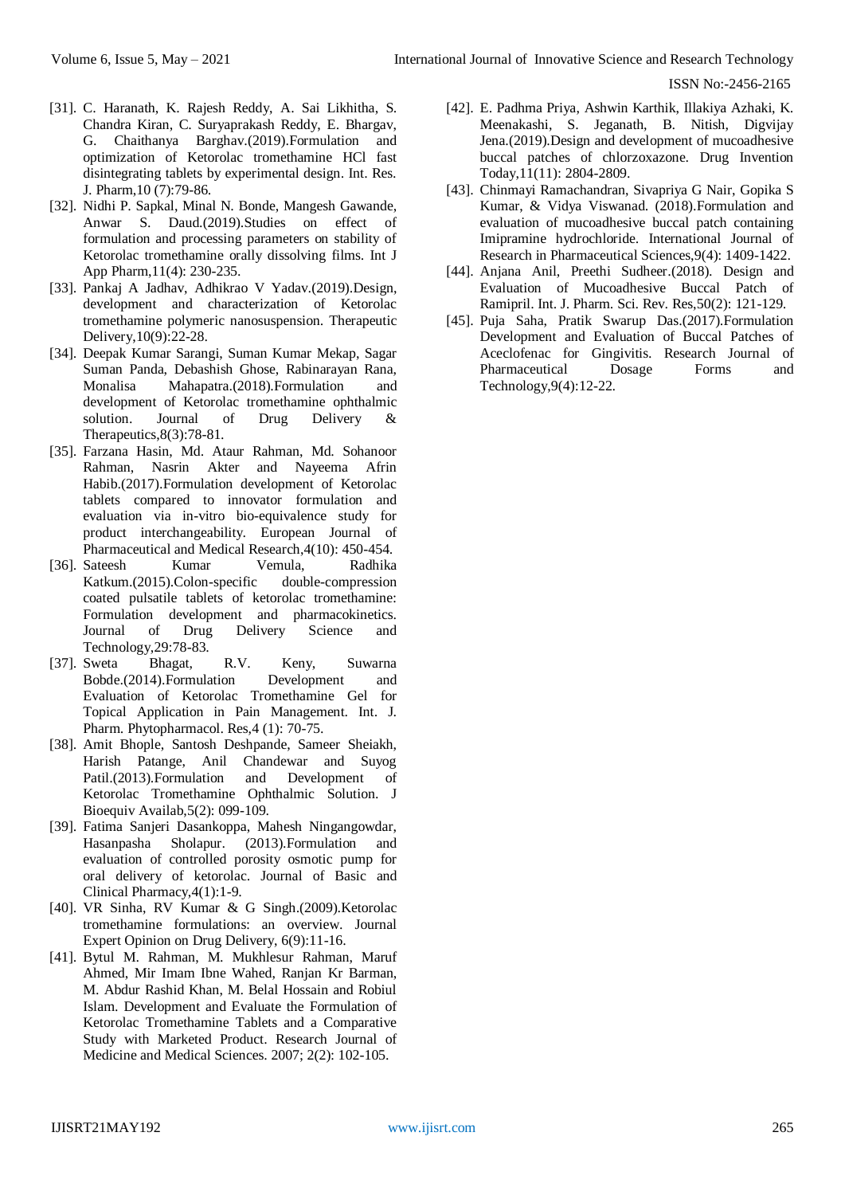[31]. C. Haranath, K. Rajesh Reddy, A. Sai Likhitha, S. Chandra Kiran, C. Suryaprakash Reddy, E. Bhargav, G. Chaithanya Barghav.(2019).Formulation and optimization of Ketorolac tromethamine HCl fast disintegrating tablets by experimental design. Int. Res. J. Pharm,10 (7):79-86.

[32]. Nidhi P. Sapkal, Minal N. Bonde, Mangesh Gawande, Anwar S. Daud.(2019).Studies on effect of formulation and processing parameters on stability of Ketorolac tromethamine orally dissolving films. Int J App Pharm,11(4): 230-235.

[33]. Pankaj A Jadhav, Adhikrao V Yadav.(2019).Design, development and characterization of Ketorolac tromethamine polymeric nanosuspension. Therapeutic Delivery,10(9):22-28.

[34]. Deepak Kumar Sarangi, Suman Kumar Mekap, Sagar Suman Panda, Debashish Ghose, Rabinarayan Rana, Monalisa Mahapatra.(2018).Formulation and development of Ketorolac tromethamine ophthalmic solution. Journal of Drug Delivery & Therapeutics,8(3):78-81.

[35]. Farzana Hasin, Md. Ataur Rahman, Md. Sohanoor Rahman, Nasrin Akter and Nayeema Afrin Habib.(2017).Formulation development of Ketorolac tablets compared to innovator formulation and evaluation via in-vitro bio-equivalence study for product interchangeability. European Journal of Pharmaceutical and Medical Research,4(10): 450-454.

[36]. Sateesh Kumar Vemula, Radhika Katkum.(2015).Colon-specific double-compression coated pulsatile tablets of ketorolac tromethamine: Formulation development and pharmacokinetics. Journal of Drug Delivery Science and Technology,29:78-83.

[37]. Sweta Bhagat, R.V. Keny, Suwarna Bobde.(2014).Formulation Development and Evaluation of Ketorolac Tromethamine Gel for Topical Application in Pain Management. Int. J. Pharm. Phytopharmacol. Res,4 (1): 70-75.

[38]. Amit Bhople, Santosh Deshpande, Sameer Sheiakh, Harish Patange, Anil Chandewar and Suyog Patil.(2013).Formulation and Development of Ketorolac Tromethamine Ophthalmic Solution. J Bioequiv Availab,5(2): 099-109.

[39]. Fatima Sanjeri Dasankoppa, Mahesh Ningangowdar, Hasanpasha Sholapur. (2013).Formulation and evaluation of controlled porosity osmotic pump for oral delivery of ketorolac. Journal of Basic and Clinical Pharmacy,4(1):1-9.

[40]. VR Sinha, RV Kumar & G Singh.(2009).Ketorolac tromethamine formulations: an overview. Journal Expert Opinion on Drug Delivery, 6(9):11-16.

[41]. Bytul M. Rahman, M. Mukhlesur Rahman, Maruf Ahmed, Mir Imam Ibne Wahed, Ranjan Kr Barman, M. Abdur Rashid Khan, M. Belal Hossain and Robiul Islam. Development and Evaluate the Formulation of Ketorolac Tromethamine Tablets and a Comparative Study with Marketed Product. Research Journal of Medicine and Medical Sciences. 2007; 2(2): 102-105.

[42]. E. Padhma Priya, Ashwin Karthik, Illakiya Azhaki, K. Meenakashi, S. Jeganath, B. Nitish, Digvijay Jena.(2019).Design and development of mucoadhesive buccal patches of chlorzoxazone. Drug Invention Today,11(11): 2804-2809.

[43]. Chinmayi Ramachandran, Sivapriya G Nair, Gopika S Kumar, & Vidya Viswanad. (2018).Formulation and evaluation of mucoadhesive buccal patch containing Imipramine hydrochloride. International Journal of Research in Pharmaceutical Sciences,9(4): 1409-1422.

[44]. Anjana Anil, Preethi Sudheer.(2018). Design and Evaluation of Mucoadhesive Buccal Patch of Ramipril. Int. J. Pharm. Sci. Rev. Res,50(2): 121-129.

[45]. Puja Saha, Pratik Swarup Das.(2017).Formulation Development and Evaluation of Buccal Patches of Aceclofenac for Gingivitis. Research Journal of Pharmaceutical Dosage Forms and Technology,9(4):12-22.